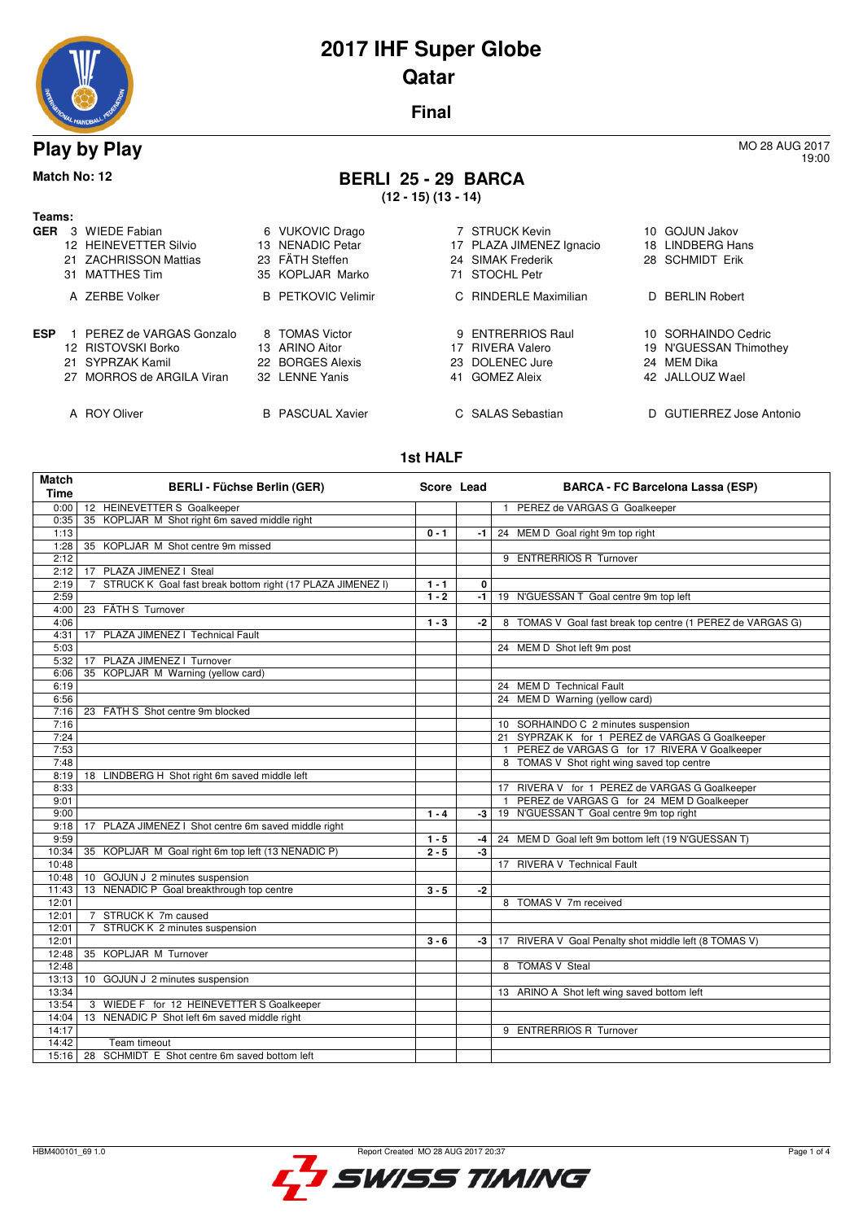# 2017 IHF Super Globe
# Qatar

**Final**

## Play by Play

MO 28 AUG 2017
19:00

**Match No: 12**

### BERLI 25 - 29 BARCA
**(12 - 15) (13 - 14)**

**Teams:**

**GER**

| | | | |
|---|---|---|---|
| 3 WIEDE Fabian | 6 VUKOVIC Drago | 7 STRUCK Kevin | 10 GOJUN Jakov |
| 12 HEINEVETTER Silvio | 13 NENADIC Petar | 17 PLAZA JIMENEZ Ignacio | 18 LINDBERG Hans |
| 21 ZACHRISSON Mattias | 23 FÄTH Steffen | 24 SIMAK Frederik | 28 SCHMIDT Erik |
| 31 MATTHES Tim | 35 KOPLJAR Marko | 71 STOCHL Petr | |
| A ZERBE Volker | B PETKOVIC Velimir | C RINDERLE Maximilian | D BERLIN Robert |

**ESP**

| | | | |
|---|---|---|---|
| 1 PEREZ de VARGAS Gonzalo | 8 TOMAS Victor | 9 ENTRERRIOS Raul | 10 SORHAINDO Cedric |
| 12 RISTOVSKI Borko | 13 ARINO Aitor | 17 RIVERA Valero | 19 N'GUESSAN Thimothey |
| 21 SYPRZAK Kamil | 22 BORGES Alexis | 23 DOLENEC Jure | 24 MEM Dika |
| 27 MORROS de ARGILA Viran | 32 LENNE Yanis | 41 GOMEZ Aleix | 42 JALLOUZ Wael |
| A ROY Oliver | B PASCUAL Xavier | C SALAS Sebastian | D GUTIERREZ Jose Antonio |

### 1st HALF

| Match Time | BERLI - Füchse Berlin (GER) | Score | Lead | BARCA - FC Barcelona Lassa (ESP) |
|---|---|---|---|---|
| 0:00 | 12 HEINEVETTER S Goalkeeper | | | 1 PEREZ de VARGAS G Goalkeeper |
| 0:35 | 35 KOPLJAR M Shot right 6m saved middle right | | | |
| 1:13 | | 0 - 1 | -1 | 24 MEM D Goal right 9m top right |
| 1:28 | 35 KOPLJAR M Shot centre 9m missed | | | |
| 2:12 | | | | 9 ENTRERRIOS R Turnover |
| 2:12 | 17 PLAZA JIMENEZ I Steal | | | |
| 2:19 | 7 STRUCK K Goal fast break bottom right (17 PLAZA JIMENEZ I) | 1 - 1 | 0 | |
| 2:59 | | 1 - 2 | -1 | 19 N'GUESSAN T Goal centre 9m top left |
| 4:00 | 23 FÄTH S Turnover | | | |
| 4:06 | | 1 - 3 | -2 | 8 TOMAS V Goal fast break top centre (1 PEREZ de VARGAS G) |
| 4:31 | 17 PLAZA JIMENEZ I Technical Fault | | | |
| 5:03 | | | | 24 MEM D Shot left 9m post |
| 5:32 | 17 PLAZA JIMENEZ I Turnover | | | |
| 6:06 | 35 KOPLJAR M Warning (yellow card) | | | |
| 6:19 | | | | 24 MEM D Technical Fault |
| 6:56 | | | | 24 MEM D Warning (yellow card) |
| 7:16 | 23 FATH S Shot centre 9m blocked | | | |
| 7:16 | | | | 10 SORHAINDO C 2 minutes suspension |
| 7:24 | | | | 21 SYPRZAK K for 1 PEREZ de VARGAS G Goalkeeper |
| 7:53 | | | | 1 PEREZ de VARGAS G for 17 RIVERA V Goalkeeper |
| 7:48 | | | | 8 TOMAS V Shot right wing saved top centre |
| 8:19 | 18 LINDBERG H Shot right 6m saved middle left | | | |
| 8:33 | | | | 17 RIVERA V for 1 PEREZ de VARGAS G Goalkeeper |
| 9:01 | | | | 1 PEREZ de VARGAS G for 24 MEM D Goalkeeper |
| 9:00 | | 1 - 4 | -3 | 19 N'GUESSAN T Goal centre 9m top right |
| 9:18 | 17 PLAZA JIMENEZ I Shot centre 6m saved middle right | | | |
| 9:59 | | 1 - 5 | -4 | 24 MEM D Goal left 9m bottom left (19 N'GUESSAN T) |
| 10:34 | 35 KOPLJAR M Goal right 6m top left (13 NENADIC P) | 2 - 5 | -3 | |
| 10:48 | | | | 17 RIVERA V Technical Fault |
| 10:48 | 10 GOJUN J 2 minutes suspension | | | |
| 11:43 | 13 NENADIC P Goal breakthrough top centre | 3 - 5 | -2 | |
| 12:01 | | | | 8 TOMAS V 7m received |
| 12:01 | 7 STRUCK K 7m caused | | | |
| 12:01 | 7 STRUCK K 2 minutes suspension | | | |
| 12:01 | | 3 - 6 | -3 | 17 RIVERA V Goal Penalty shot middle left (8 TOMAS V) |
| 12:48 | 35 KOPLJAR M Turnover | | | |
| 12:48 | | | | 8 TOMAS V Steal |
| 13:13 | 10 GOJUN J 2 minutes suspension | | | |
| 13:34 | | | | 13 ARINO A Shot left wing saved bottom left |
| 13:54 | 3 WIEDE F for 12 HEINEVETTER S Goalkeeper | | | |
| 14:04 | 13 NENADIC P Shot left 6m saved middle right | | | |
| 14:17 | | | | 9 ENTRERRIOS R Turnover |
| 14:42 | Team timeout | | | |
| 15:16 | 28 SCHMIDT E Shot centre 6m saved bottom left | | | |

HBM400101_69 1.0 Report Created MO 28 AUG 2017 20:37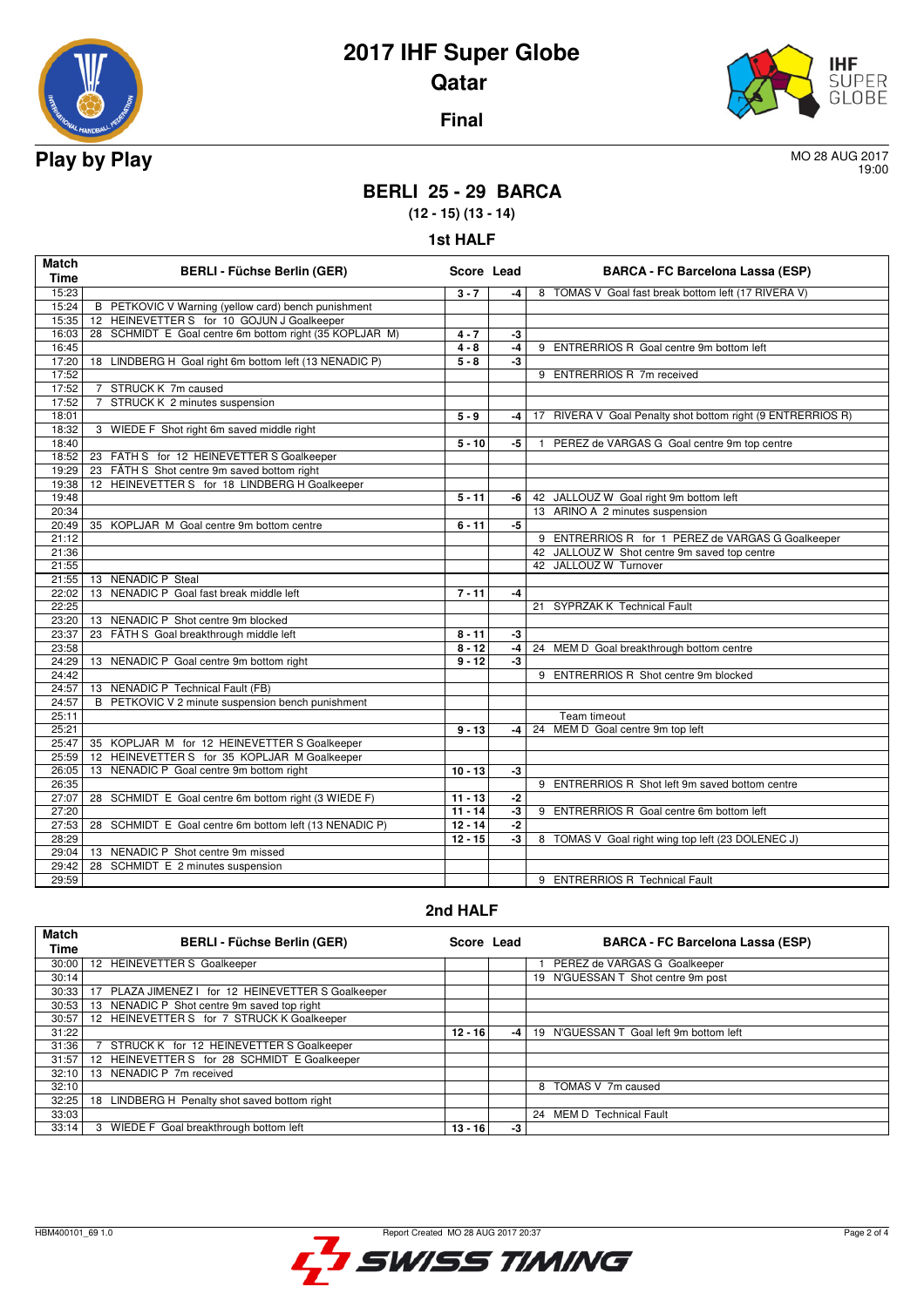# 2017 IHF Super Globe
## Qatar
### Final

## Play by Play

MO 28 AUG 2017
19:00

### BERLI 25 - 29 BARCA
**(12 - 15) (13 - 14)**

### 1st HALF

| Match Time | BERLI - Füchse Berlin (GER) | Score | Lead | BARCA - FC Barcelona Lassa (ESP) |
|---|---|---|---|---|
| 15:23 | | 3 - 7 | -4 | 8 TOMAS V Goal fast break bottom left (17 RIVERA V) |
| 15:24 | B PETKOVIC V Warning (yellow card) bench punishment | | | |
| 15:35 | 12 HEINEVETTER S for 10 GOJUN J Goalkeeper | | | |
| 16:03 | 28 SCHMIDT E Goal centre 6m bottom right (35 KOPLJAR M) | 4 - 7 | -3 | |
| 16:45 | | 4 - 8 | -4 | 9 ENTRERRIOS R Goal centre 9m bottom left |
| 17:20 | 18 LINDBERG H Goal right 6m bottom left (13 NENADIC P) | 5 - 8 | -3 | |
| 17:52 | | | | 9 ENTRERRIOS R 7m received |
| 17:52 | 7 STRUCK K 7m caused | | | |
| 17:52 | 7 STRUCK K 2 minutes suspension | | | |
| 18:01 | | 5 - 9 | -4 | 17 RIVERA V Goal Penalty shot bottom right (9 ENTRERRIOS R) |
| 18:32 | 3 WIEDE F Shot right 6m saved middle right | | | |
| 18:40 | | 5 - 10 | -5 | 1 PEREZ de VARGAS G Goal centre 9m top centre |
| 18:52 | 23 FATH S for 12 HEINEVETTER S Goalkeeper | | | |
| 19:29 | 23 FÄTH S Shot centre 9m saved bottom right | | | |
| 19:38 | 12 HEINEVETTER S for 18 LINDBERG H Goalkeeper | | | |
| 19:48 | | 5 - 11 | -6 | 42 JALLOUZ W Goal right 9m bottom left |
| 20:34 | | | | 13 ARINO A 2 minutes suspension |
| 20:49 | 35 KOPLJAR M Goal centre 9m bottom centre | 6 - 11 | -5 | |
| 21:12 | | | | 9 ENTRERRIOS R for 1 PEREZ de VARGAS G Goalkeeper |
| 21:36 | | | | 42 JALLOUZ W Shot centre 9m saved top centre |
| 21:55 | | | | 42 JALLOUZ W Turnover |
| 21:55 | 13 NENADIC P Steal | | | |
| 22:02 | 13 NENADIC P Goal fast break middle left | 7 - 11 | -4 | |
| 22:25 | | | | 21 SYPRZAK K Technical Fault |
| 23:20 | 13 NENADIC P Shot centre 9m blocked | | | |
| 23:37 | 23 FÄTH S Goal breakthrough middle left | 8 - 11 | -3 | |
| 23:58 | | 8 - 12 | -4 | 24 MEM D Goal breakthrough bottom centre |
| 24:29 | 13 NENADIC P Goal centre 9m bottom right | 9 - 12 | -3 | |
| 24:42 | | | | 9 ENTRERRIOS R Shot centre 9m blocked |
| 24:57 | 13 NENADIC P Technical Fault (FB) | | | |
| 24:57 | B PETKOVIC V 2 minute suspension bench punishment | | | |
| 25:11 | | | | Team timeout |
| 25:21 | | 9 - 13 | -4 | 24 MEM D Goal centre 9m top left |
| 25:47 | 35 KOPLJAR M for 12 HEINEVETTER S Goalkeeper | | | |
| 25:59 | 12 HEINEVETTER S for 35 KOPLJAR M Goalkeeper | | | |
| 26:05 | 13 NENADIC P Goal centre 9m bottom right | 10 - 13 | -3 | |
| 26:35 | | | | 9 ENTRERRIOS R Shot left 9m saved bottom centre |
| 27:07 | 28 SCHMIDT E Goal centre 6m bottom right (3 WIEDE F) | 11 - 13 | -2 | |
| 27:20 | | 11 - 14 | -3 | 9 ENTRERRIOS R Goal centre 6m bottom left |
| 27:53 | 28 SCHMIDT E Goal centre 6m bottom left (13 NENADIC P) | 12 - 14 | -2 | |
| 28:29 | | 12 - 15 | -3 | 8 TOMAS V Goal right wing top left (23 DOLENEC J) |
| 29:04 | 13 NENADIC P Shot centre 9m missed | | | |
| 29:42 | 28 SCHMIDT E 2 minutes suspension | | | |
| 29:59 | | | | 9 ENTRERRIOS R Technical Fault |

### 2nd HALF

| Match Time | BERLI - Füchse Berlin (GER) | Score | Lead | BARCA - FC Barcelona Lassa (ESP) |
|---|---|---|---|---|
| 30:00 | 12 HEINEVETTER S Goalkeeper | | | 1 PEREZ de VARGAS G Goalkeeper |
| 30:14 | | | | 19 N'GUESSAN T Shot centre 9m post |
| 30:33 | 17 PLAZA JIMENEZ I for 12 HEINEVETTER S Goalkeeper | | | |
| 30:53 | 13 NENADIC P Shot centre 9m saved top right | | | |
| 30:57 | 12 HEINEVETTER S for 7 STRUCK K Goalkeeper | | | |
| 31:22 | | 12 - 16 | -4 | 19 N'GUESSAN T Goal left 9m bottom left |
| 31:36 | 7 STRUCK K for 12 HEINEVETTER S Goalkeeper | | | |
| 31:57 | 12 HEINEVETTER S for 28 SCHMIDT E Goalkeeper | | | |
| 32:10 | 13 NENADIC P 7m received | | | |
| 32:10 | | | | 8 TOMAS V 7m caused |
| 32:25 | 18 LINDBERG H Penalty shot saved bottom right | | | |
| 33:03 | | | | 24 MEM D Technical Fault |
| 33:14 | 3 WIEDE F Goal breakthrough bottom left | 13 - 16 | -3 | |

HBM400101_69 1.0 — Report Created MO 28 AUG 2017 20:37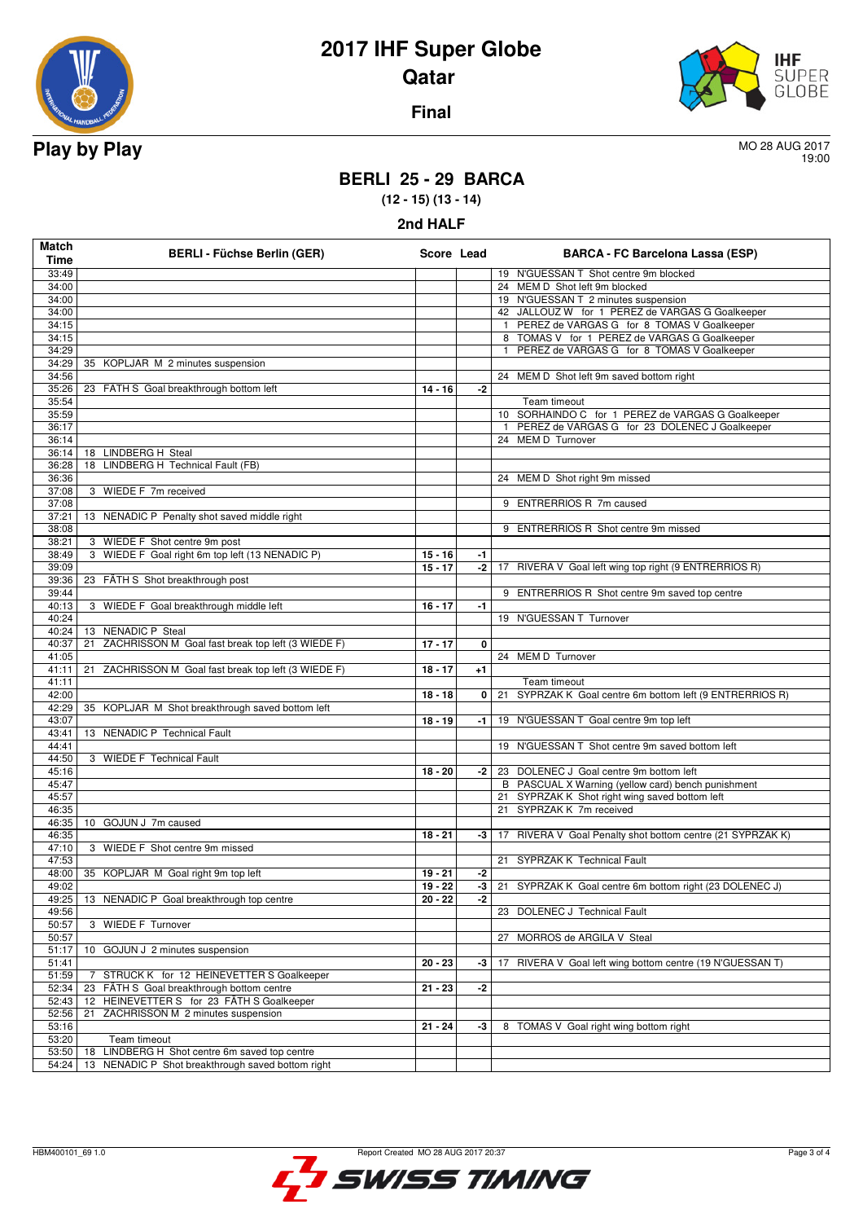# 2017 IHF Super Globe

## Qatar

### Final

**Play by Play**

MO 28 AUG 2017
19:00

## BERLI 25 - 29 BARCA

**(12 - 15) (13 - 14)**

### 2nd HALF

| Match Time | BERLI - Füchse Berlin (GER) | Score | Lead | BARCA - FC Barcelona Lassa (ESP) |
|---|---|---|---|---|
| 33:49 | | | | 19 N'GUESSAN T Shot centre 9m blocked |
| 34:00 | | | | 24 MEM D Shot left 9m blocked |
| 34:00 | | | | 19 N'GUESSAN T 2 minutes suspension |
| 34:00 | | | | 42 JALLOUZ W for 1 PEREZ de VARGAS G Goalkeeper |
| 34:15 | | | | 1 PEREZ de VARGAS G for 8 TOMAS V Goalkeeper |
| 34:15 | | | | 8 TOMAS V for 1 PEREZ de VARGAS G Goalkeeper |
| 34:29 | | | | 1 PEREZ de VARGAS G for 8 TOMAS V Goalkeeper |
| 34:29 | 35 KOPLJAR M 2 minutes suspension | | | |
| 34:56 | | | | 24 MEM D Shot left 9m saved bottom right |
| 35:26 | 23 FATH S Goal breakthrough bottom left | 14 - 16 | -2 | |
| 35:54 | | | | Team timeout |
| 35:59 | | | | 10 SORHAINDO C for 1 PEREZ de VARGAS G Goalkeeper |
| 36:17 | | | | 1 PEREZ de VARGAS G for 23 DOLENEC J Goalkeeper |
| 36:14 | | | | 24 MEM D Turnover |
| 36:14 | 18 LINDBERG H Steal | | | |
| 36:28 | 18 LINDBERG H Technical Fault (FB) | | | |
| 36:36 | | | | 24 MEM D Shot right 9m missed |
| 37:08 | 3 WIEDE F 7m received | | | |
| 37:08 | | | | 9 ENTERRIOS R 7m caused |
| 37:21 | 13 NENADIC P Penalty shot saved middle right | | | |
| 38:08 | | | | 9 ENTERRIOS R Shot centre 9m missed |
| 38:21 | 3 WIEDE F Shot centre 9m post | | | |
| 38:49 | 3 WIEDE F Goal right 6m top left (13 NENADIC P) | 15 - 16 | -1 | |
| 39:09 | | 15 - 17 | -2 | 17 RIVERA V Goal left wing top right (9 ENTERRIOS R) |
| 39:36 | 23 FÄTH S Shot breakthrough post | | | |
| 39:44 | | | | 9 ENTERRIOS R Shot centre 9m saved top centre |
| 40:13 | 3 WIEDE F Goal breakthrough middle left | 16 - 17 | -1 | |
| 40:24 | | | | 19 N'GUESSAN T Turnover |
| 40:24 | 13 NENADIC P Steal | | | |
| 40:37 | 21 ZACHRISSON M Goal fast break top left (3 WIEDE F) | 17 - 17 | 0 | |
| 41:05 | | | | 24 MEM D Turnover |
| 41:11 | 21 ZACHRISSON M Goal fast break top left (3 WIEDE F) | 18 - 17 | +1 | |
| 41:11 | | | | Team timeout |
| 42:00 | | 18 - 18 | 0 | 21 SYPRZAK K Goal centre 6m bottom left (9 ENTERRIOS R) |
| 42:29 | 35 KOPLJAR M Shot breakthrough saved bottom left | | | |
| 43:07 | | 18 - 19 | -1 | 19 N'GUESSAN T Goal centre 9m top left |
| 43:41 | 13 NENADIC P Technical Fault | | | |
| 44:41 | | | | 19 N'GUESSAN T Shot centre 9m saved bottom left |
| 44:50 | 3 WIEDE F Technical Fault | | | |
| 45:16 | | 18 - 20 | -2 | 23 DOLENEC J Goal centre 9m bottom left |
| 45:47 | | | | B PASCUAL X Warning (yellow card) bench punishment |
| 45:57 | | | | 21 SYPRZAK K Shot right wing saved bottom left |
| 46:35 | | | | 21 SYPRZAK K 7m received |
| 46:35 | 10 GOJUN J 7m caused | | | |
| 46:35 | | 18 - 21 | -3 | 17 RIVERA V Goal Penalty shot bottom centre (21 SYPRZAK K) |
| 47:10 | 3 WIEDE F Shot centre 9m missed | | | |
| 47:53 | | | | 21 SYPRZAK K Technical Fault |
| 48:00 | 35 KOPLJAR M Goal right 9m top left | 19 - 21 | -2 | |
| 49:02 | | 19 - 22 | -3 | 21 SYPRZAK K Goal centre 6m bottom right (23 DOLENEC J) |
| 49:25 | 13 NENADIC P Goal breakthrough top centre | 20 - 22 | -2 | |
| 49:56 | | | | 23 DOLENEC J Technical Fault |
| 50:57 | 3 WIEDE F Turnover | | | |
| 50:57 | | | | 27 MORROS de ARGILA V Steal |
| 51:17 | 10 GOJUN J 2 minutes suspension | | | |
| 51:41 | | 20 - 23 | -3 | 17 RIVERA V Goal left wing bottom centre (19 N'GUESSAN T) |
| 51:59 | 7 STRUCK K for 12 HEINEVETTER S Goalkeeper | | | |
| 52:34 | 23 FÄTH S Goal breakthrough bottom centre | 21 - 23 | -2 | |
| 52:43 | 12 HEINEVETTER S for 23 FÄTH S Goalkeeper | | | |
| 52:56 | 21 ZACHRISSON M 2 minutes suspension | | | |
| 53:16 | | 21 - 24 | -3 | 8 TOMAS V Goal right wing bottom right |
| 53:20 | Team timeout | | | |
| 53:50 | 18 LINDBERG H Shot centre 6m saved top centre | | | |
| 54:24 | 13 NENADIC P Shot breakthrough saved bottom right | | | |

HBM400101_69 1.0 Report Created MO 28 AUG 2017 20:37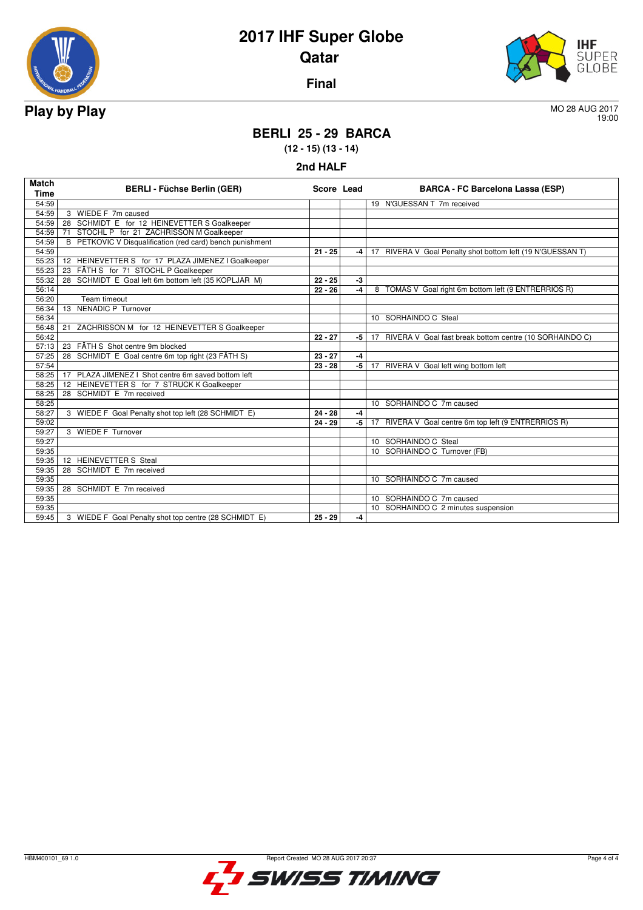# 2017 IHF Super Globe

## Qatar

### Final

## Play by Play

MO 28 AUG 2017
19:00

## BERLI 25 - 29 BARCA

**(12 - 15) (13 - 14)**

### 2nd HALF

| Match Time | BERLI - Füchse Berlin (GER) | Score | Lead | BARCA - FC Barcelona Lassa (ESP) |
|---|---|---|---|---|
| 54:59 | | | | 19 N'GUESSAN T 7m received |
| 54:59 | 3 WIEDE F 7m caused | | | |
| 54:59 | 28 SCHMIDT E for 12 HEINEVETTER S Goalkeeper | | | |
| 54:59 | 71 STOCHL P for 21 ZACHRISSON M Goalkeeper | | | |
| 54:59 | B PETKOVIC V Disqualification (red card) bench punishment | | | |
| 54:59 | | 21 - 25 | -4 | 17 RIVERA V Goal Penalty shot bottom left (19 N'GUESSAN T) |
| 55:23 | 12 HEINEVETTER S for 17 PLAZA JIMENEZ I Goalkeeper | | | |
| 55:23 | 23 FÄTH S for 71 STOCHL P Goalkeeper | | | |
| 55:32 | 28 SCHMIDT E Goal left 6m bottom left (35 KOPLJAR M) | 22 - 25 | -3 | |
| 56:14 | | 22 - 26 | -4 | 8 TOMAS V Goal right 6m bottom left (9 ENTRERRIOS R) |
| 56:20 | Team timeout | | | |
| 56:34 | 13 NENADIC P Turnover | | | |
| 56:34 | | | | 10 SORHAINDO C Steal |
| 56:48 | 21 ZACHRISSON M for 12 HEINEVETTER S Goalkeeper | | | |
| 56:42 | | 22 - 27 | -5 | 17 RIVERA V Goal fast break bottom centre (10 SORHAINDO C) |
| 57:13 | 23 FÄTH S Shot centre 9m blocked | | | |
| 57:25 | 28 SCHMIDT E Goal centre 6m top right (23 FÄTH S) | 23 - 27 | -4 | |
| 57:54 | | 23 - 28 | -5 | 17 RIVERA V Goal left wing bottom left |
| 58:25 | 17 PLAZA JIMENEZ I Shot centre 6m saved bottom left | | | |
| 58:25 | 12 HEINEVETTER S for 7 STRUCK K Goalkeeper | | | |
| 58:25 | 28 SCHMIDT E 7m received | | | |
| 58:25 | | | | 10 SORHAINDO C 7m caused |
| 58:27 | 3 WIEDE F Goal Penalty shot top left (28 SCHMIDT E) | 24 - 28 | -4 | |
| 59:02 | | 24 - 29 | -5 | 17 RIVERA V Goal centre 6m top left (9 ENTRERRIOS R) |
| 59:27 | 3 WIEDE F Turnover | | | |
| 59:27 | | | | 10 SORHAINDO C Steal |
| 59:35 | | | | 10 SORHAINDO C Turnover (FB) |
| 59:35 | 12 HEINEVETTER S Steal | | | |
| 59:35 | 28 SCHMIDT E 7m received | | | |
| 59:35 | | | | 10 SORHAINDO C 7m caused |
| 59:35 | 28 SCHMIDT E 7m received | | | |
| 59:35 | | | | 10 SORHAINDO C 7m caused |
| 59:35 | | | | 10 SORHAINDO C 2 minutes suspension |
| 59:45 | 3 WIEDE F Goal Penalty shot top centre (28 SCHMIDT E) | 25 - 29 | -4 | |

HBM400101_69 1.0 Report Created MO 28 AUG 2017 20:37